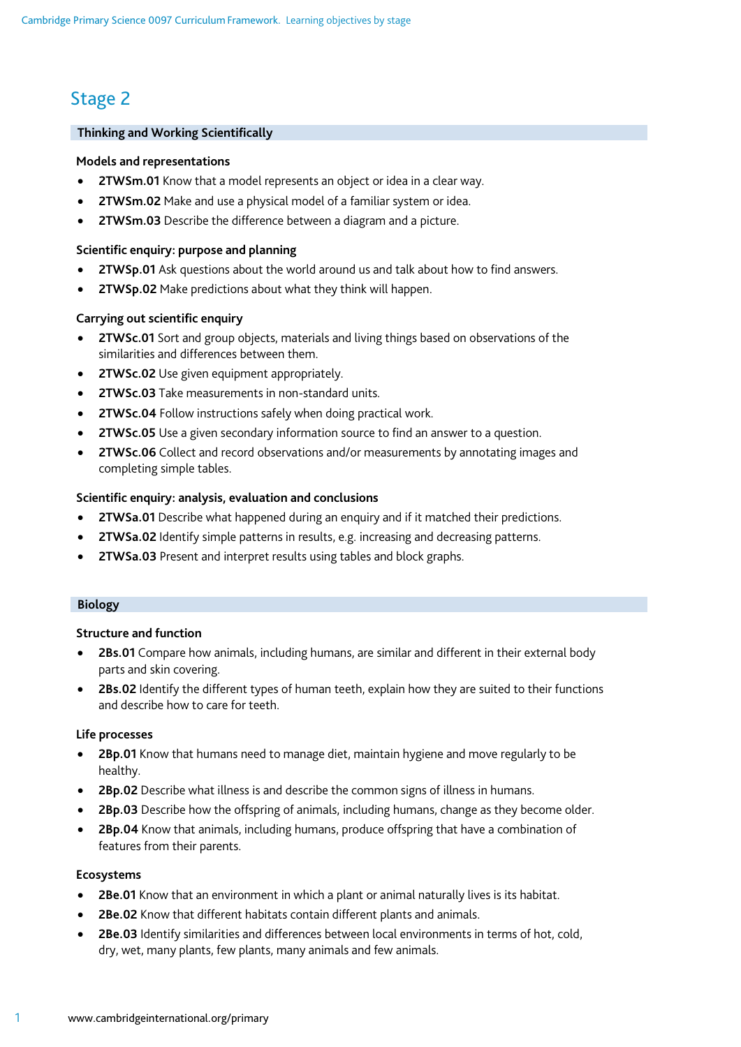## Stage 2

### Thinking and Working Scientifically

#### Models and representations

- **2TWSm.01** Know that a model represents an object or idea in a clear way.
- **2TWSm.02** Make and use a physical model of a familiar system or idea.
- **2TWSm.03** Describe the difference between a diagram and a picture.

#### Scientific enquiry: purpose and planning

- **2TWSp.01** Ask questions about the world around us and talk about how to find answers.
- **2TWSp.02** Make predictions about what they think will happen.

#### Carrying out scientific enquiry

- **2TWSc.01** Sort and group objects, materials and living things based on observations of the similarities and differences between them.
- **2TWSc.02** Use given equipment appropriately.
- **2TWSc.03** Take measurements in non-standard units.
- **2TWSc.04** Follow instructions safely when doing practical work.
- **2TWSc.05** Use a given secondary information source to find an answer to a question.
- **2TWSc.06** Collect and record observations and/or measurements by annotating images and completing simple tables.

#### Scientific enquiry: analysis, evaluation and conclusions

- **2TWSa.01** Describe what happened during an enquiry and if it matched their predictions.
- **2TWSa.02** Identify simple patterns in results, e.g. increasing and decreasing patterns.
- **2TWSa.03** Present and interpret results using tables and block graphs.

### Biology

#### Structure and function

- **2Bs.01** Compare how animals, including humans, are similar and different in their external body parts and skin covering.
- **2Bs.02** Identify the different types of human teeth, explain how they are suited to their functions and describe how to care for teeth.

#### Life processes

- **2Bp.01** Know that humans need to manage diet, maintain hygiene and move regularly to be healthy.
- **2Bp.02** Describe what illness is and describe the common signs of illness in humans.
- **2Bp.03** Describe how the offspring of animals, including humans, change as they become older.
- **2Bp.04** Know that animals, including humans, produce offspring that have a combination of features from their parents.

#### Ecosystems

- **2Be.01** Know that an environment in which a plant or animal naturally lives is its habitat.
- **2Be.02** Know that different habitats contain different plants and animals.
- **2Be.03** Identify similarities and differences between local environments in terms of hot, cold, dry, wet, many plants, few plants, many animals and few animals.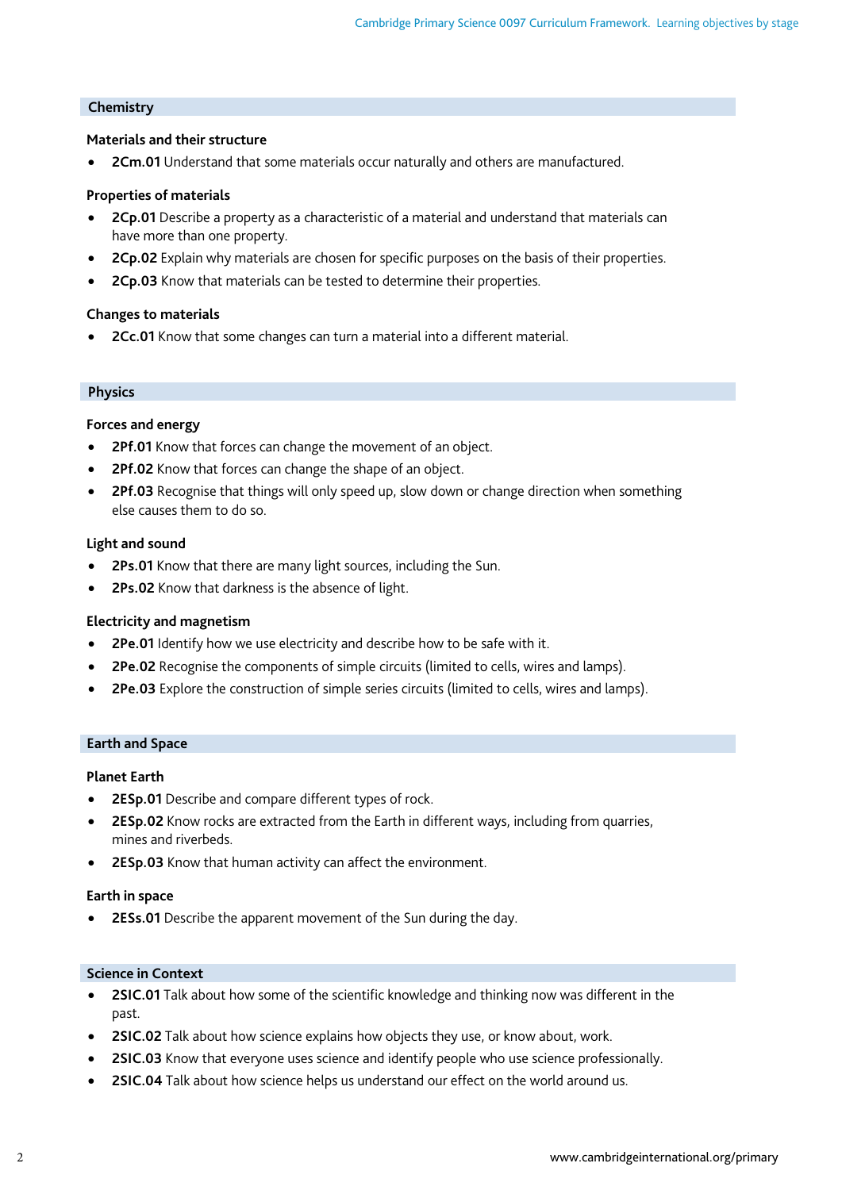## Chemistry

### Materials and their structure

- **2Cm.01** Understand that some materials occur naturally and others are manufactured.

### Properties of materials

- **2Cp.01** Describe a property as a characteristic of a material and understand that materials can have more than one property.
- **2Cp.02** Explain why materials are chosen for specific purposes on the basis of their properties.
- **2Cp.03** Know that materials can be tested to determine their properties.

### Changes to materials

- **2Cc.01** Know that some changes can turn a material into a different material.

## Physics

### Forces and energy

- **2Pf.01** Know that forces can change the movement of an object.
- **2Pf.02** Know that forces can change the shape of an object.
- **2Pf.03** Recognise that things will only speed up, slow down or change direction when something else causes them to do so.

### Light and sound

- **2Ps.01** Know that there are many light sources, including the Sun.
- **2Ps.02** Know that darkness is the absence of light.

### Electricity and magnetism

- **2Pe.01** Identify how we use electricity and describe how to be safe with it.
- **2Pe.02** Recognise the components of simple circuits (limited to cells, wires and lamps).
- **2Pe.03** Explore the construction of simple series circuits (limited to cells, wires and lamps).

## Earth and Space

### Planet Earth

- **2ESp.01** Describe and compare different types of rock.
- **2ESp.02** Know rocks are extracted from the Earth in different ways, including from quarries, mines and riverbeds.
- **2ESp.03** Know that human activity can affect the environment.

### Earth in space

- **2ESs.01** Describe the apparent movement of the Sun during the day.

## Science in Context

- **2SIC.01** Talk about how some of the scientific knowledge and thinking now was different in the past.
- **2SIC.02** Talk about how science explains how objects they use, or know about, work.
- **2SIC.03** Know that everyone uses science and identify people who use science professionally.
- **2SIC.04** Talk about how science helps us understand our effect on the world around us.